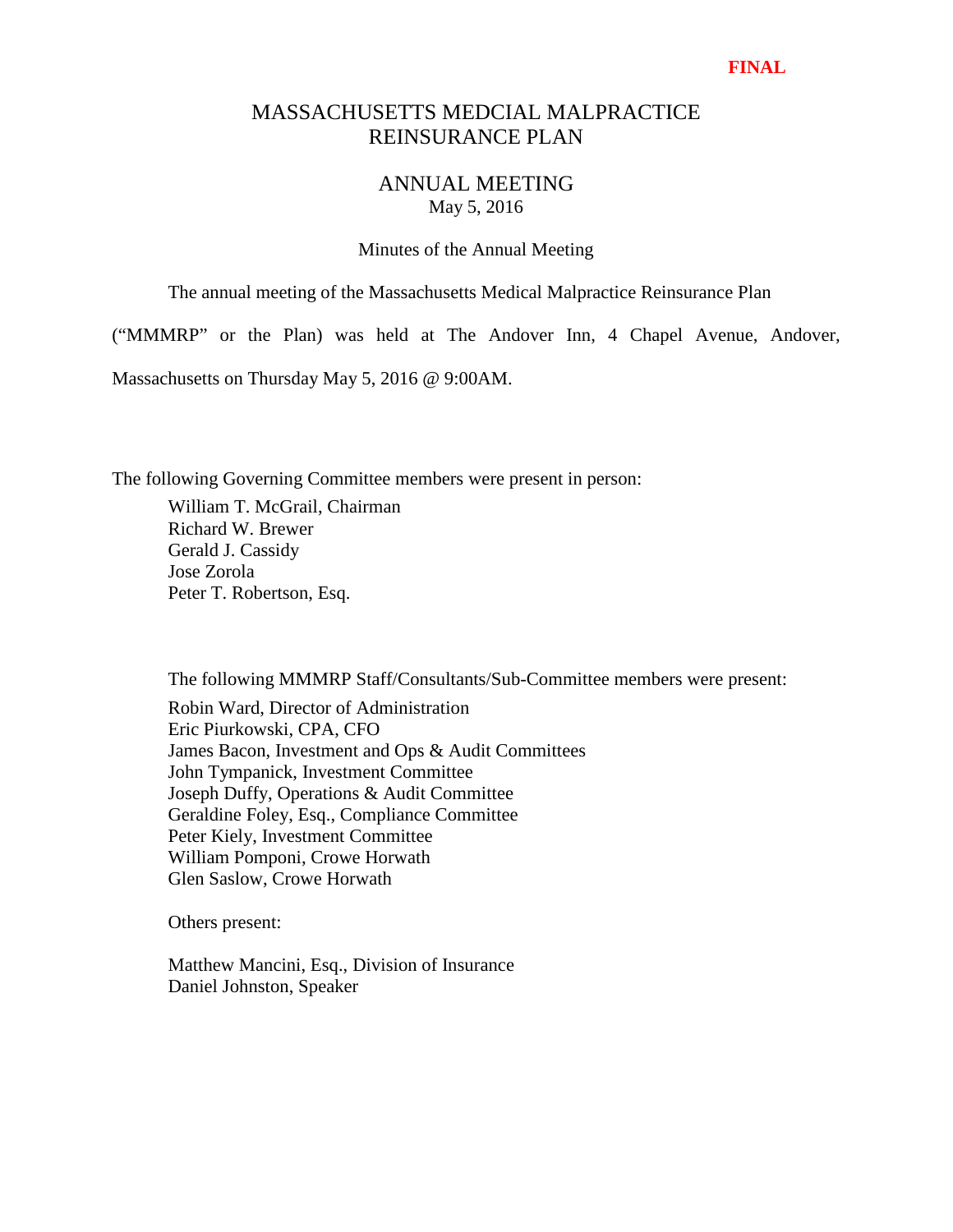**FINAL**

# MASSACHUSETTS MEDCIAL MALPRACTICE REINSURANCE PLAN

## ANNUAL MEETING

May 5, 2016

Minutes of the Annual Meeting

The annual meeting of the Massachusetts Medical Malpractice Reinsurance Plan ("MMMRP" or the Plan) was held at The Andover Inn, 4 Chapel Avenue, Andover, Massachusetts on Thursday May 5, 2016 @ 9:00AM.

The following Governing Committee members were present in person:

William T. McGrail, Chairman
Richard W. Brewer
Gerald J. Cassidy
Jose Zorola
Peter T. Robertson, Esq.

The following MMMRP Staff/Consultants/Sub-Committee members were present:

Robin Ward, Director of Administration
Eric Piurkowski, CPA, CFO
James Bacon, Investment and Ops & Audit Committees
John Tympanick, Investment Committee
Joseph Duffy, Operations & Audit Committee
Geraldine Foley, Esq., Compliance Committee
Peter Kiely, Investment Committee
William Pomponi, Crowe Horwath
Glen Saslow, Crowe Horwath

Others present:

Matthew Mancini, Esq., Division of Insurance
Daniel Johnston, Speaker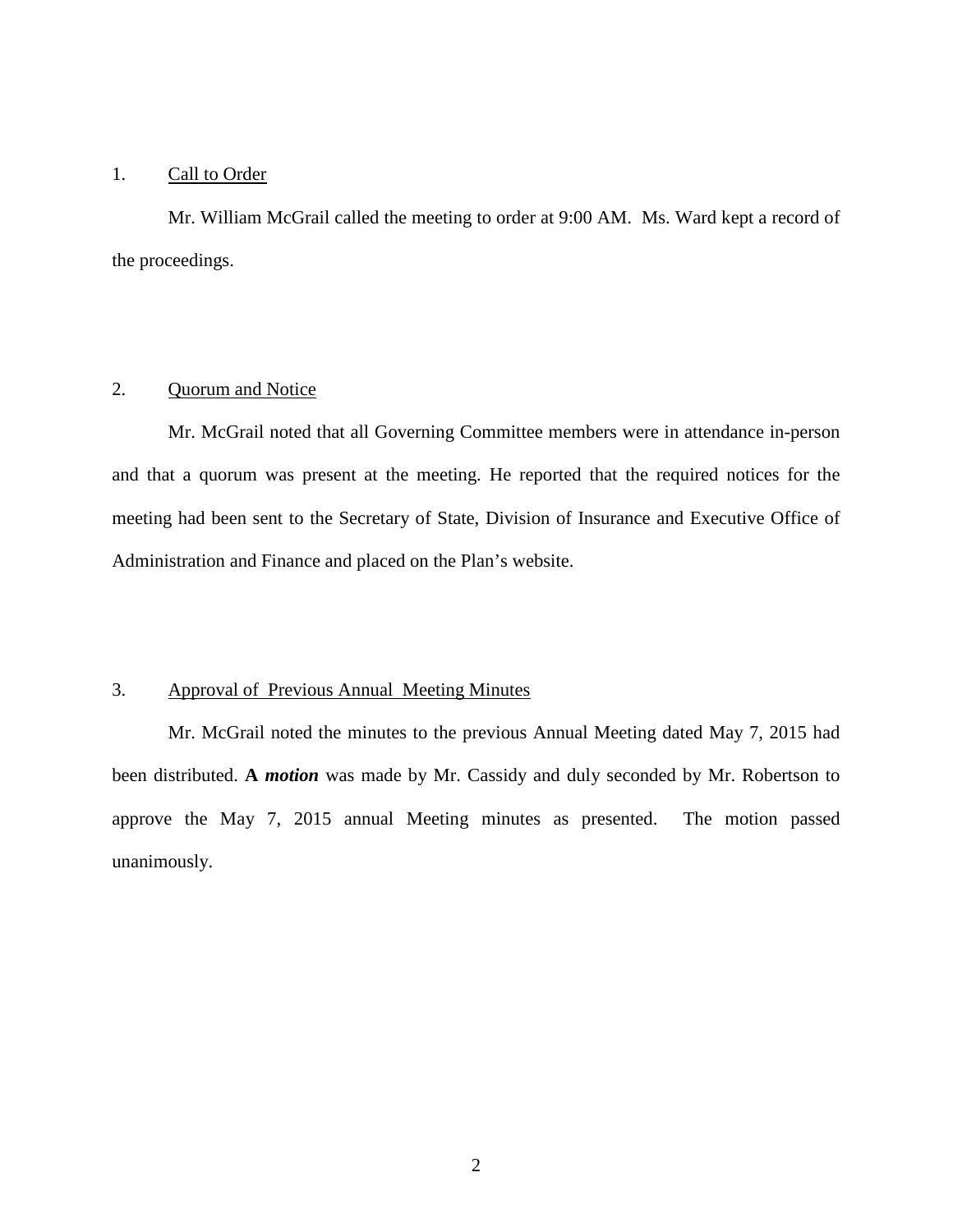1. <u>Call to Order</u>

Mr. William McGrail called the meeting to order at 9:00 AM. Ms. Ward kept a record of the proceedings.

2. <u>Quorum and Notice</u>

Mr. McGrail noted that all Governing Committee members were in attendance in-person and that a quorum was present at the meeting. He reported that the required notices for the meeting had been sent to the Secretary of State, Division of Insurance and Executive Office of Administration and Finance and placed on the Plan's website.

3. <u>Approval of Previous Annual Meeting Minutes</u>

Mr. McGrail noted the minutes to the previous Annual Meeting dated May 7, 2015 had been distributed. **A *motion*** was made by Mr. Cassidy and duly seconded by Mr. Robertson to approve the May 7, 2015 annual Meeting minutes as presented. The motion passed unanimously.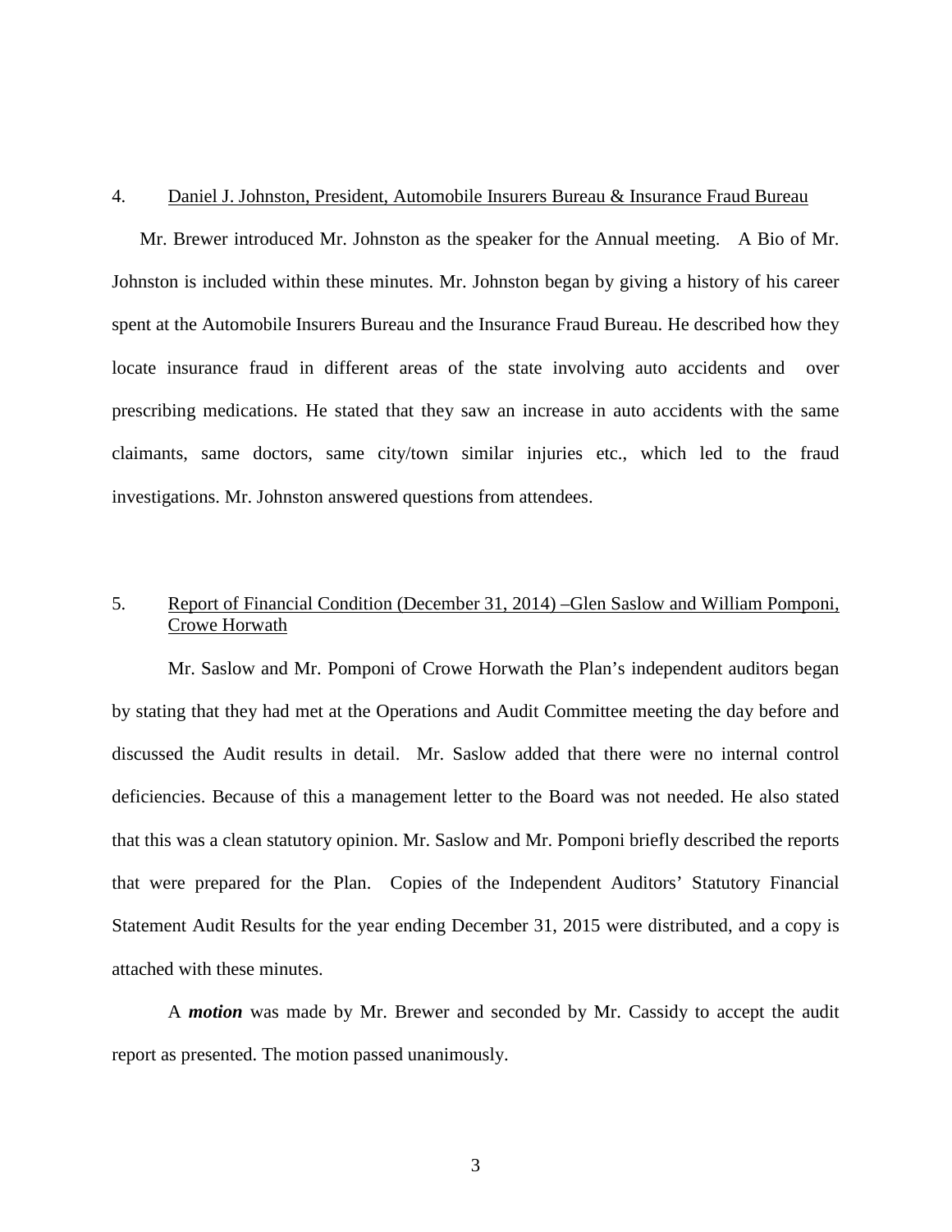4. <u>Daniel J. Johnston, President, Automobile Insurers Bureau & Insurance Fraud Bureau</u>

Mr. Brewer introduced Mr. Johnston as the speaker for the Annual meeting. A Bio of Mr. Johnston is included within these minutes. Mr. Johnston began by giving a history of his career spent at the Automobile Insurers Bureau and the Insurance Fraud Bureau. He described how they locate insurance fraud in different areas of the state involving auto accidents and over prescribing medications. He stated that they saw an increase in auto accidents with the same claimants, same doctors, same city/town similar injuries etc., which led to the fraud investigations. Mr. Johnston answered questions from attendees.

5. <u>Report of Financial Condition (December 31, 2014) –Glen Saslow and William Pomponi, Crowe Horwath</u>

Mr. Saslow and Mr. Pomponi of Crowe Horwath the Plan's independent auditors began by stating that they had met at the Operations and Audit Committee meeting the day before and discussed the Audit results in detail. Mr. Saslow added that there were no internal control deficiencies. Because of this a management letter to the Board was not needed. He also stated that this was a clean statutory opinion. Mr. Saslow and Mr. Pomponi briefly described the reports that were prepared for the Plan. Copies of the Independent Auditors' Statutory Financial Statement Audit Results for the year ending December 31, 2015 were distributed, and a copy is attached with these minutes.

A ***motion*** was made by Mr. Brewer and seconded by Mr. Cassidy to accept the audit report as presented. The motion passed unanimously.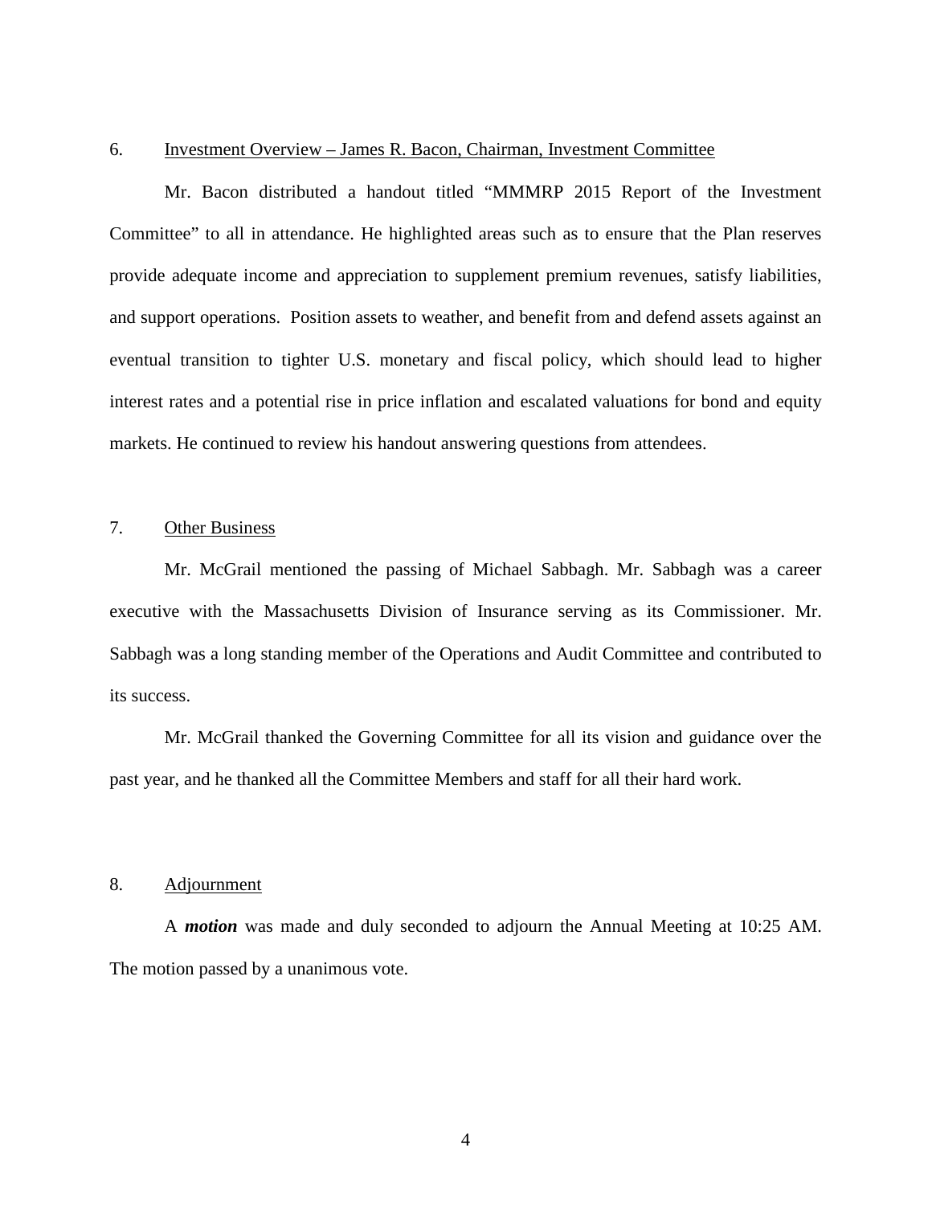6. <u>Investment Overview – James R. Bacon, Chairman, Investment Committee</u>

Mr. Bacon distributed a handout titled "MMMRP 2015 Report of the Investment Committee" to all in attendance. He highlighted areas such as to ensure that the Plan reserves provide adequate income and appreciation to supplement premium revenues, satisfy liabilities, and support operations. Position assets to weather, and benefit from and defend assets against an eventual transition to tighter U.S. monetary and fiscal policy, which should lead to higher interest rates and a potential rise in price inflation and escalated valuations for bond and equity markets. He continued to review his handout answering questions from attendees.

7. <u>Other Business</u>

Mr. McGrail mentioned the passing of Michael Sabbagh. Mr. Sabbagh was a career executive with the Massachusetts Division of Insurance serving as its Commissioner. Mr. Sabbagh was a long standing member of the Operations and Audit Committee and contributed to its success.

Mr. McGrail thanked the Governing Committee for all its vision and guidance over the past year, and he thanked all the Committee Members and staff for all their hard work.

8. <u>Adjournment</u>

A ***motion*** was made and duly seconded to adjourn the Annual Meeting at 10:25 AM. The motion passed by a unanimous vote.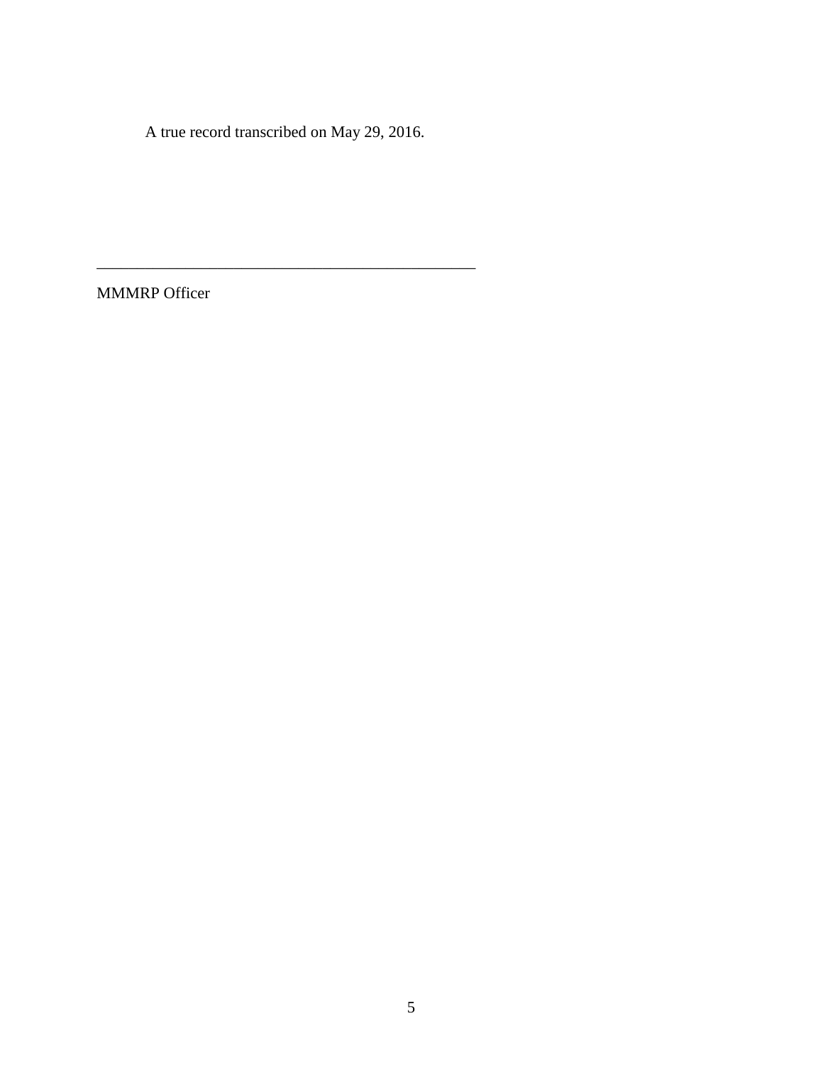A true record transcribed on May 29, 2016.

\_\_\_\_\_\_\_\_\_\_\_\_\_\_\_\_\_\_\_\_\_\_\_\_\_\_\_\_\_\_\_\_\_\_\_\_\_\_\_\_\_\_\_\_\_\_\_\_

MMMRP Officer